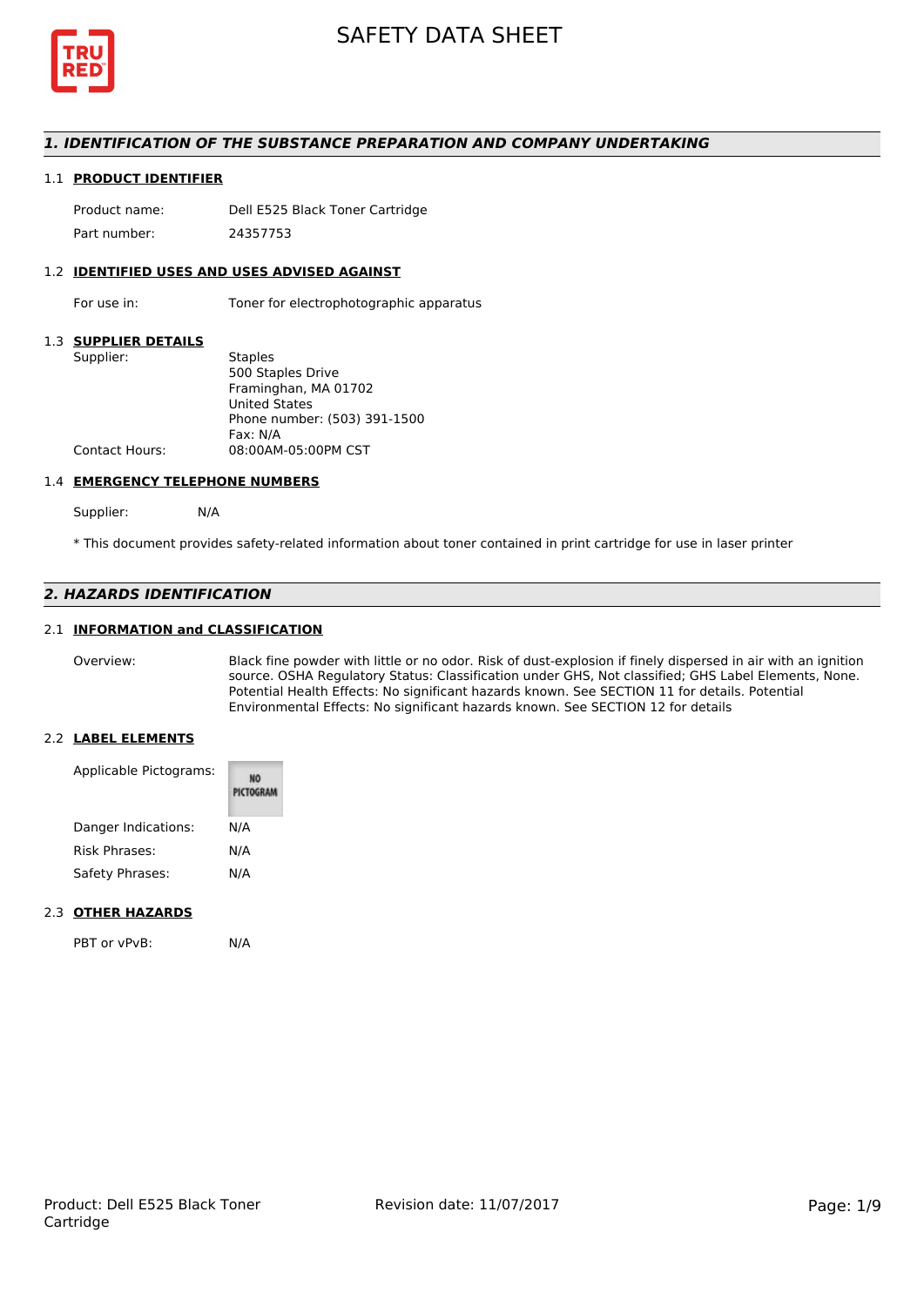# SAFETY DATA SHEET

## 1. IDENTIFICATION OF THE SUBSTANCE PREPARATION AND COMPANY UNDERTAKING

### 1.1 PRODUCT IDENTIFIER

| | |
|---|---|
| Product name: | Dell E525 Black Toner Cartridge |
| Part number: | 24357753 |

### 1.2 IDENTIFIED USES AND USES ADVISED AGAINST

| | |
|---|---|
| For use in: | Toner for electrophotographic apparatus |

### 1.3 SUPPLIER DETAILS

Supplier:
Staples
500 Staples Drive
Framinghan, MA 01702
United States
Phone number: (503) 391-1500
Fax: N/A

Contact Hours: 08:00AM-05:00PM CST

### 1.4 EMERGENCY TELEPHONE NUMBERS

Supplier: N/A

* This document provides safety-related information about toner contained in print cartridge for use in laser printer

## 2. HAZARDS IDENTIFICATION

### 2.1 INFORMATION and CLASSIFICATION

Overview: Black fine powder with little or no odor. Risk of dust-explosion if finely dispersed in air with an ignition source. OSHA Regulatory Status: Classification under GHS, Not classified; GHS Label Elements, None. Potential Health Effects: No significant hazards known. See SECTION 11 for details. Potential Environmental Effects: No significant hazards known. See SECTION 12 for details

### 2.2 LABEL ELEMENTS

| | |
|---|---|
| Applicable Pictograms: | NO PICTOGRAM |
| Danger Indications: | N/A |
| Risk Phrases: | N/A |
| Safety Phrases: | N/A |

### 2.3 OTHER HAZARDS

PBT or vPvB: N/A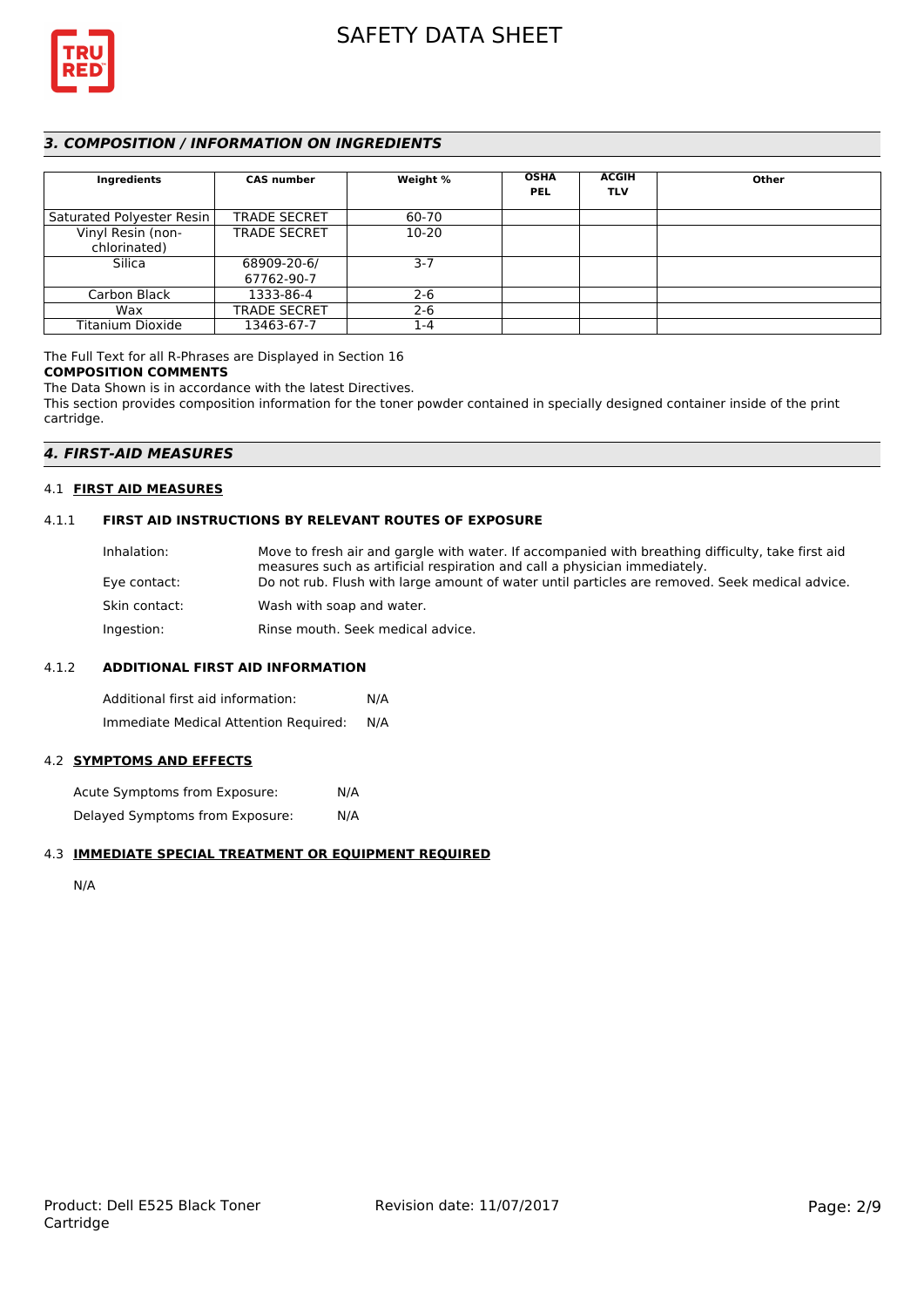## 3. COMPOSITION / INFORMATION ON INGREDIENTS

| Ingredients | CAS number | Weight % | OSHA PEL | ACGIH TLV | Other |
|---|---|---|---|---|---|
| Saturated Polyester Resin | TRADE SECRET | 60-70 | | | |
| Vinyl Resin (non-chlorinated) | TRADE SECRET | 10-20 | | | |
| Silica | 68909-20-6/ 67762-90-7 | 3-7 | | | |
| Carbon Black | 1333-86-4 | 2-6 | | | |
| Wax | TRADE SECRET | 2-6 | | | |
| Titanium Dioxide | 13463-67-7 | 1-4 | | | |

The Full Text for all R-Phrases are Displayed in Section 16

**COMPOSITION COMMENTS**

The Data Shown is in accordance with the latest Directives.

This section provides composition information for the toner powder contained in specially designed container inside of the print cartridge.

## 4. FIRST-AID MEASURES

### 4.1 FIRST AID MEASURES

#### 4.1.1 FIRST AID INSTRUCTIONS BY RELEVANT ROUTES OF EXPOSURE

Inhalation: Move to fresh air and gargle with water. If accompanied with breathing difficulty, take first aid measures such as artificial respiration and call a physician immediately.

Eye contact: Do not rub. Flush with large amount of water until particles are removed. Seek medical advice.

Skin contact: Wash with soap and water.

Ingestion: Rinse mouth. Seek medical advice.

#### 4.1.2 ADDITIONAL FIRST AID INFORMATION

Additional first aid information: N/A

Immediate Medical Attention Required: N/A

### 4.2 SYMPTOMS AND EFFECTS

Acute Symptoms from Exposure: N/A

Delayed Symptoms from Exposure: N/A

### 4.3 IMMEDIATE SPECIAL TREATMENT OR EQUIPMENT REQUIRED

N/A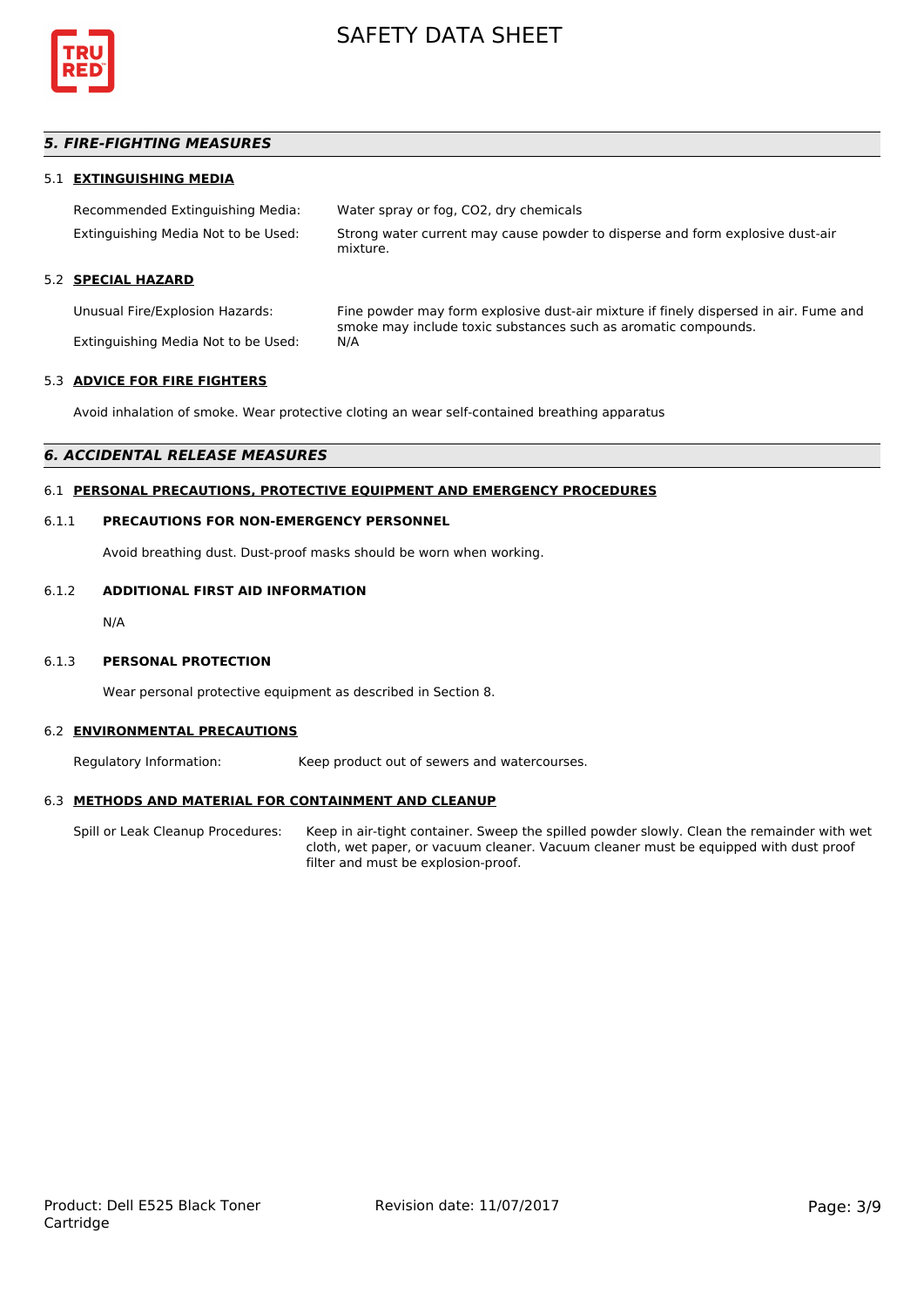## *5. FIRE-FIGHTING MEASURES*

### 5.1 EXTINGUISHING MEDIA

| | |
|---|---|
| Recommended Extinguishing Media: | Water spray or fog, CO2, dry chemicals |
| Extinguishing Media Not to be Used: | Strong water current may cause powder to disperse and form explosive dust-air mixture. |

### 5.2 SPECIAL HAZARD

| | |
|---|---|
| Unusual Fire/Explosion Hazards: | Fine powder may form explosive dust-air mixture if finely dispersed in air. Fume and smoke may include toxic substances such as aromatic compounds. |
| Extinguishing Media Not to be Used: | N/A |

### 5.3 ADVICE FOR FIRE FIGHTERS

Avoid inhalation of smoke. Wear protective cloting an wear self-contained breathing apparatus

## *6. ACCIDENTAL RELEASE MEASURES*

### 6.1 PERSONAL PRECAUTIONS, PROTECTIVE EQUIPMENT AND EMERGENCY PROCEDURES

#### 6.1.1 PRECAUTIONS FOR NON-EMERGENCY PERSONNEL

Avoid breathing dust. Dust-proof masks should be worn when working.

#### 6.1.2 ADDITIONAL FIRST AID INFORMATION

N/A

#### 6.1.3 PERSONAL PROTECTION

Wear personal protective equipment as described in Section 8.

### 6.2 ENVIRONMENTAL PRECAUTIONS

| | |
|---|---|
| Regulatory Information: | Keep product out of sewers and watercourses. |

### 6.3 METHODS AND MATERIAL FOR CONTAINMENT AND CLEANUP

| | |
|---|---|
| Spill or Leak Cleanup Procedures: | Keep in air-tight container. Sweep the spilled powder slowly. Clean the remainder with wet cloth, wet paper, or vacuum cleaner. Vacuum cleaner must be equipped with dust proof filter and must be explosion-proof. |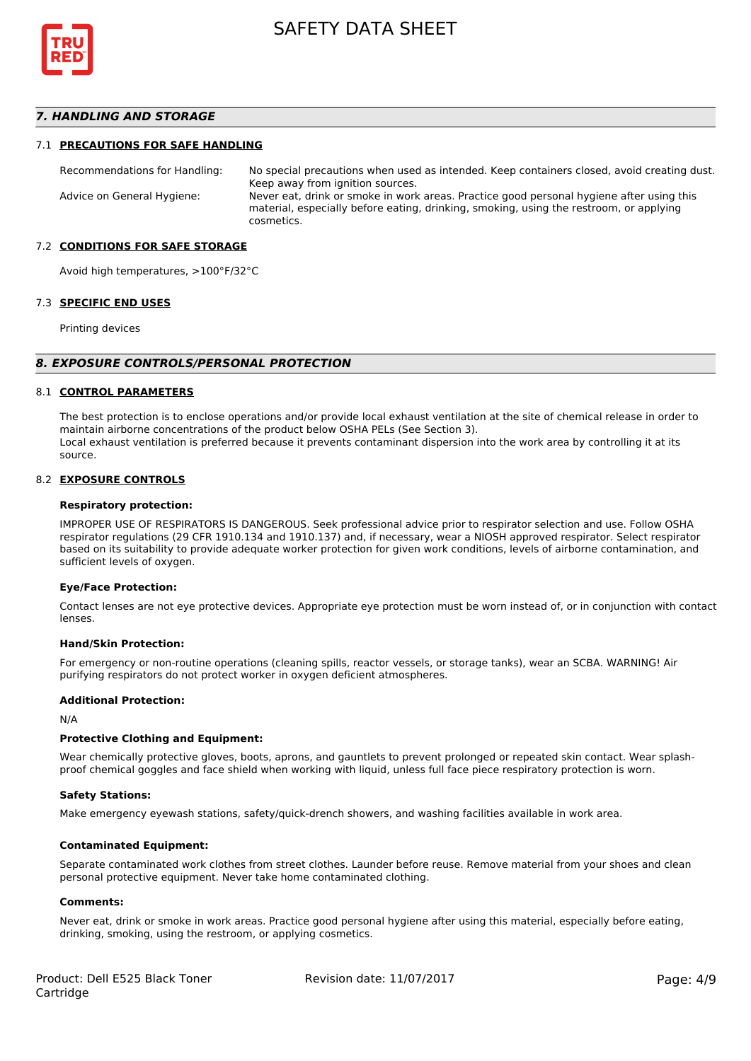## 7. HANDLING AND STORAGE

### 7.1 PRECAUTIONS FOR SAFE HANDLING

| | |
|---|---|
| Recommendations for Handling: | No special precautions when used as intended. Keep containers closed, avoid creating dust. Keep away from ignition sources. |
| Advice on General Hygiene: | Never eat, drink or smoke in work areas. Practice good personal hygiene after using this material, especially before eating, drinking, smoking, using the restroom, or applying cosmetics. |

### 7.2 CONDITIONS FOR SAFE STORAGE

Avoid high temperatures, >100°F/32°C

### 7.3 SPECIFIC END USES

Printing devices

## 8. EXPOSURE CONTROLS/PERSONAL PROTECTION

### 8.1 CONTROL PARAMETERS

The best protection is to enclose operations and/or provide local exhaust ventilation at the site of chemical release in order to maintain airborne concentrations of the product below OSHA PELs (See Section 3).
Local exhaust ventilation is preferred because it prevents contaminant dispersion into the work area by controlling it at its source.

### 8.2 EXPOSURE CONTROLS

**Respiratory protection:**

IMPROPER USE OF RESPIRATORS IS DANGEROUS. Seek professional advice prior to respirator selection and use. Follow OSHA respirator regulations (29 CFR 1910.134 and 1910.137) and, if necessary, wear a NIOSH approved respirator. Select respirator based on its suitability to provide adequate worker protection for given work conditions, levels of airborne contamination, and sufficient levels of oxygen.

**Eye/Face Protection:**

Contact lenses are not eye protective devices. Appropriate eye protection must be worn instead of, or in conjunction with contact lenses.

**Hand/Skin Protection:**

For emergency or non-routine operations (cleaning spills, reactor vessels, or storage tanks), wear an SCBA. WARNING! Air purifying respirators do not protect worker in oxygen deficient atmospheres.

**Additional Protection:**

N/A

**Protective Clothing and Equipment:**

Wear chemically protective gloves, boots, aprons, and gauntlets to prevent prolonged or repeated skin contact. Wear splash-proof chemical goggles and face shield when working with liquid, unless full face piece respiratory protection is worn.

**Safety Stations:**

Make emergency eyewash stations, safety/quick-drench showers, and washing facilities available in work area.

**Contaminated Equipment:**

Separate contaminated work clothes from street clothes. Launder before reuse. Remove material from your shoes and clean personal protective equipment. Never take home contaminated clothing.

**Comments:**

Never eat, drink or smoke in work areas. Practice good personal hygiene after using this material, especially before eating, drinking, smoking, using the restroom, or applying cosmetics.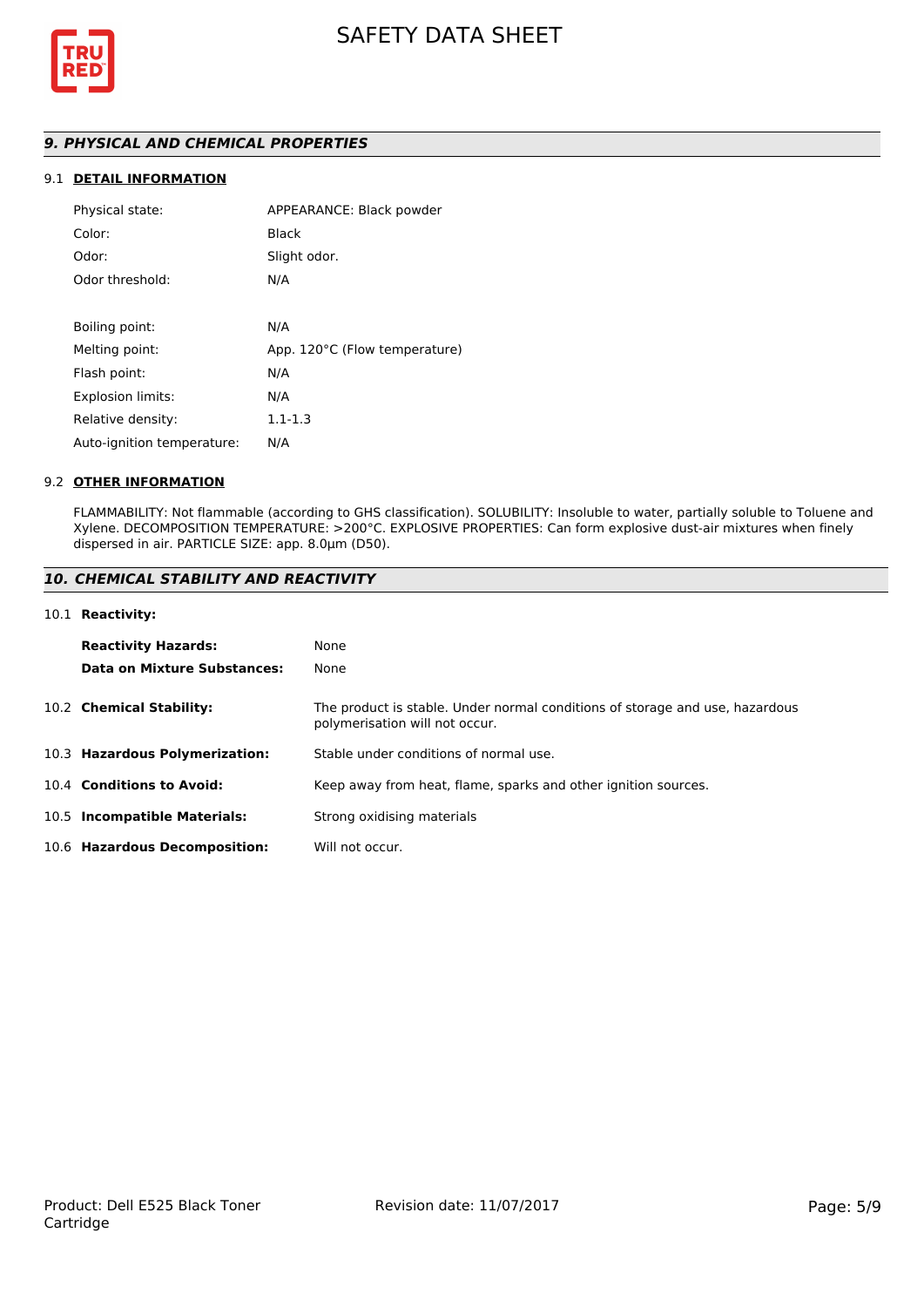## *9. PHYSICAL AND CHEMICAL PROPERTIES*

### 9.1 DETAIL INFORMATION

| | |
|---|---|
| Physical state: | APPEARANCE: Black powder |
| Color: | Black |
| Odor: | Slight odor. |
| Odor threshold: | N/A |
| Boiling point: | N/A |
| Melting point: | App. 120°C (Flow temperature) |
| Flash point: | N/A |
| Explosion limits: | N/A |
| Relative density: | 1.1-1.3 |
| Auto-ignition temperature: | N/A |

### 9.2 OTHER INFORMATION

FLAMMABILITY: Not flammable (according to GHS classification). SOLUBILITY: Insoluble to water, partially soluble to Toluene and Xylene. DECOMPOSITION TEMPERATURE: >200°C. EXPLOSIVE PROPERTIES: Can form explosive dust-air mixtures when finely dispersed in air. PARTICLE SIZE: app. 8.0µm (D50).

## *10. CHEMICAL STABILITY AND REACTIVITY*

### 10.1 Reactivity:

| | |
|---|---|
| **Reactivity Hazards:** | None |
| **Data on Mixture Substances:** | None |

| | |
|---|---|
| 10.2 **Chemical Stability:** | The product is stable. Under normal conditions of storage and use, hazardous polymerisation will not occur. |
| 10.3 **Hazardous Polymerization:** | Stable under conditions of normal use. |
| 10.4 **Conditions to Avoid:** | Keep away from heat, flame, sparks and other ignition sources. |
| 10.5 **Incompatible Materials:** | Strong oxidising materials |
| 10.6 **Hazardous Decomposition:** | Will not occur. |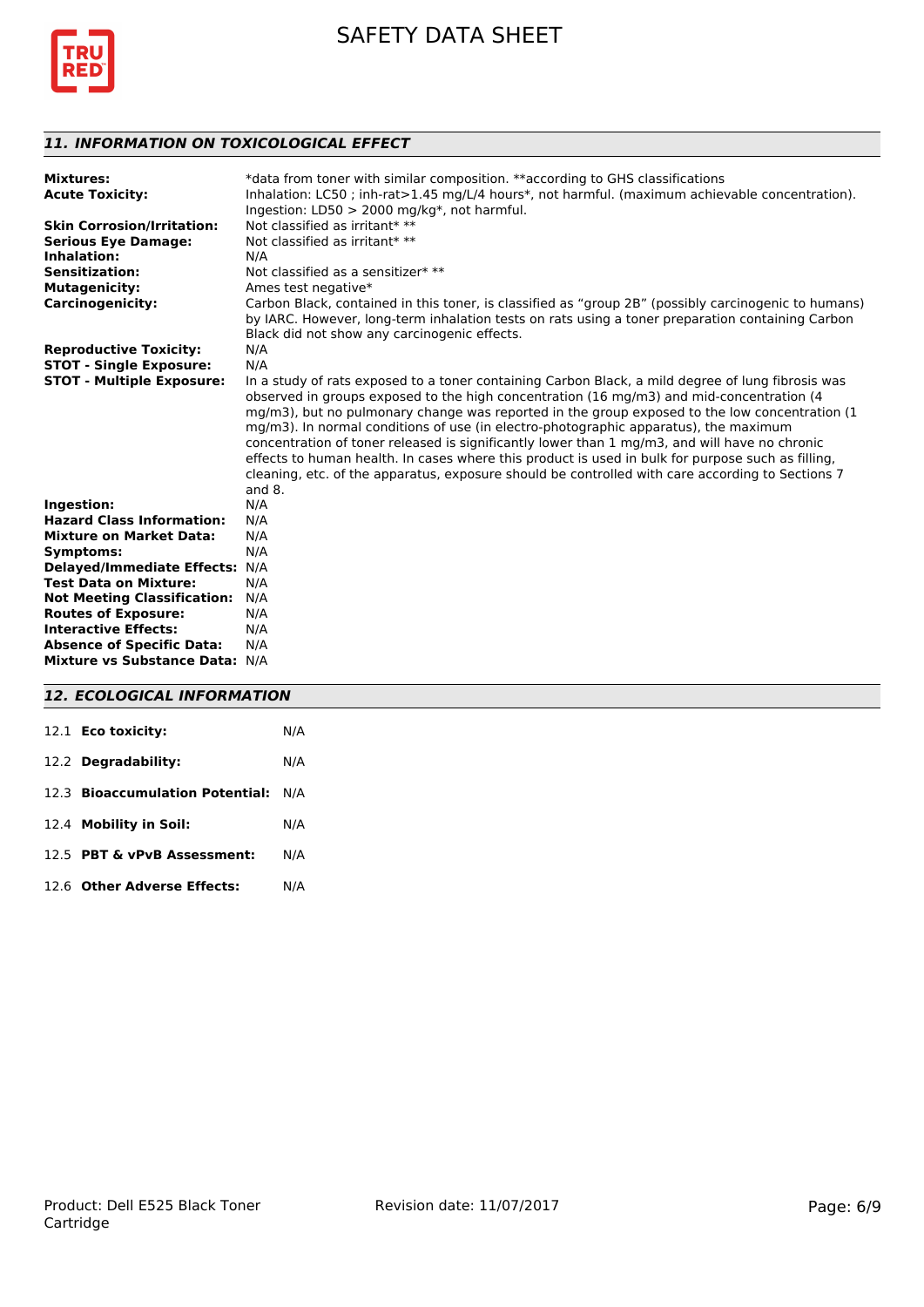## *11. INFORMATION ON TOXICOLOGICAL EFFECT*

**Mixtures:** *data from toner with similar composition. **according to GHS classifications

**Acute Toxicity:** Inhalation: LC50 ; inh-rat>1.45 mg/L/4 hours*, not harmful. (maximum achievable concentration). Ingestion: LD50 > 2000 mg/kg*, not harmful.

**Skin Corrosion/Irritation:** Not classified as irritant* **

**Serious Eye Damage:** Not classified as irritant* **

**Inhalation:** N/A

**Sensitization:** Not classified as a sensitizer* **

**Mutagenicity:** Ames test negative*

**Carcinogenicity:** Carbon Black, contained in this toner, is classified as "group 2B" (possibly carcinogenic to humans) by IARC. However, long-term inhalation tests on rats using a toner preparation containing Carbon Black did not show any carcinogenic effects.

**Reproductive Toxicity:** N/A

**STOT - Single Exposure:** N/A

**STOT - Multiple Exposure:** In a study of rats exposed to a toner containing Carbon Black, a mild degree of lung fibrosis was observed in groups exposed to the high concentration (16 mg/m3) and mid-concentration (4 mg/m3), but no pulmonary change was reported in the group exposed to the low concentration (1 mg/m3). In normal conditions of use (in electro-photographic apparatus), the maximum concentration of toner released is significantly lower than 1 mg/m3, and will have no chronic effects to human health. In cases where this product is used in bulk for purpose such as filling, cleaning, etc. of the apparatus, exposure should be controlled with care according to Sections 7 and 8.

**Ingestion:** N/A

**Hazard Class Information:** N/A

**Mixture on Market Data:** N/A

**Symptoms:** N/A

**Delayed/Immediate Effects:** N/A

**Test Data on Mixture:** N/A

**Not Meeting Classification:** N/A

**Routes of Exposure:** N/A

**Interactive Effects:** N/A

**Absence of Specific Data:** N/A

**Mixture vs Substance Data:** N/A

## *12. ECOLOGICAL INFORMATION*

12.1 **Eco toxicity:** N/A

12.2 **Degradability:** N/A

12.3 **Bioaccumulation Potential:** N/A

12.4 **Mobility in Soil:** N/A

12.5 **PBT & vPvB Assessment:** N/A

12.6 **Other Adverse Effects:** N/A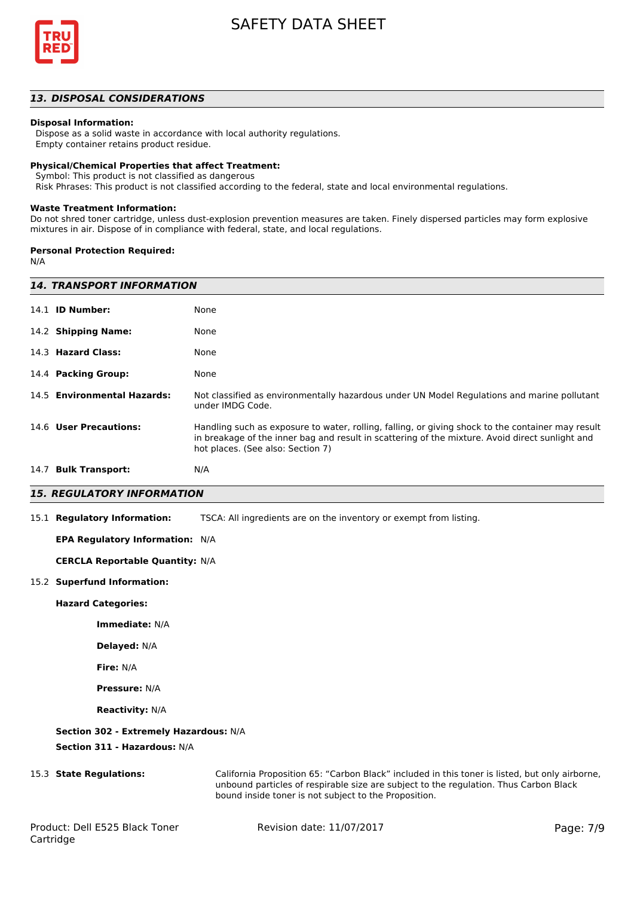## *13. DISPOSAL CONSIDERATIONS*

**Disposal Information:**

Dispose as a solid waste in accordance with local authority regulations.
Empty container retains product residue.

**Physical/Chemical Properties that affect Treatment:**

Symbol: This product is not classified as dangerous
Risk Phrases: This product is not classified according to the federal, state and local environmental regulations.

**Waste Treatment Information:**

Do not shred toner cartridge, unless dust-explosion prevention measures are taken. Finely dispersed particles may form explosive mixtures in air. Dispose of in compliance with federal, state, and local regulations.

**Personal Protection Required:**

N/A

## *14. TRANSPORT INFORMATION*

| | |
|---|---|
| 14.1 **ID Number:** | None |
| 14.2 **Shipping Name:** | None |
| 14.3 **Hazard Class:** | None |
| 14.4 **Packing Group:** | None |
| 14.5 **Environmental Hazards:** | Not classified as environmentally hazardous under UN Model Regulations and marine pollutant under IMDG Code. |
| 14.6 **User Precautions:** | Handling such as exposure to water, rolling, falling, or giving shock to the container may result in breakage of the inner bag and result in scattering of the mixture. Avoid direct sunlight and hot places. (See also: Section 7) |
| 14.7 **Bulk Transport:** | N/A |

## *15. REGULATORY INFORMATION*

15.1 **Regulatory Information:** TSCA: All ingredients are on the inventory or exempt from listing.

**EPA Regulatory Information:** N/A

**CERCLA Reportable Quantity:** N/A

15.2 **Superfund Information:**

**Hazard Categories:**

**Immediate:** N/A

**Delayed:** N/A

**Fire:** N/A

**Pressure:** N/A

**Reactivity:** N/A

**Section 302 - Extremely Hazardous:** N/A

**Section 311 - Hazardous:** N/A

15.3 **State Regulations:** California Proposition 65: “Carbon Black” included in this toner is listed, but only airborne, unbound particles of respirable size are subject to the regulation. Thus Carbon Black bound inside toner is not subject to the Proposition.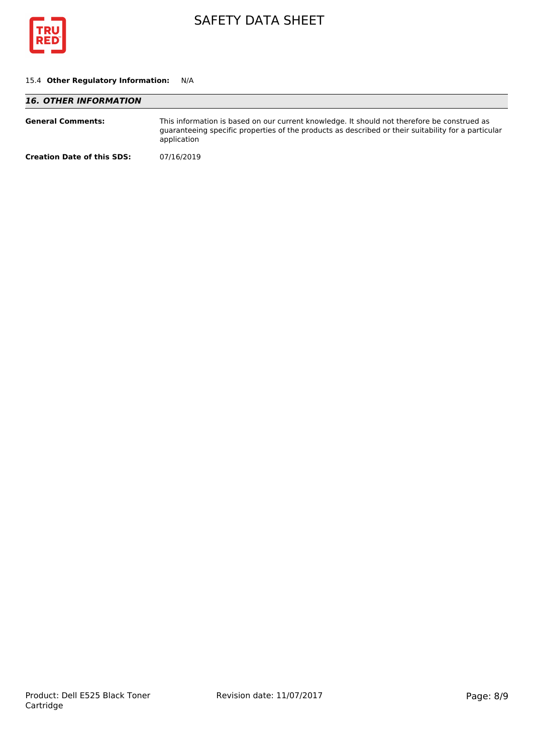15.4 **Other Regulatory Information:** N/A

## 16. OTHER INFORMATION

**General Comments:** This information is based on our current knowledge. It should not therefore be construed as guaranteeing specific properties of the products as described or their suitability for a particular application

**Creation Date of this SDS:** 07/16/2019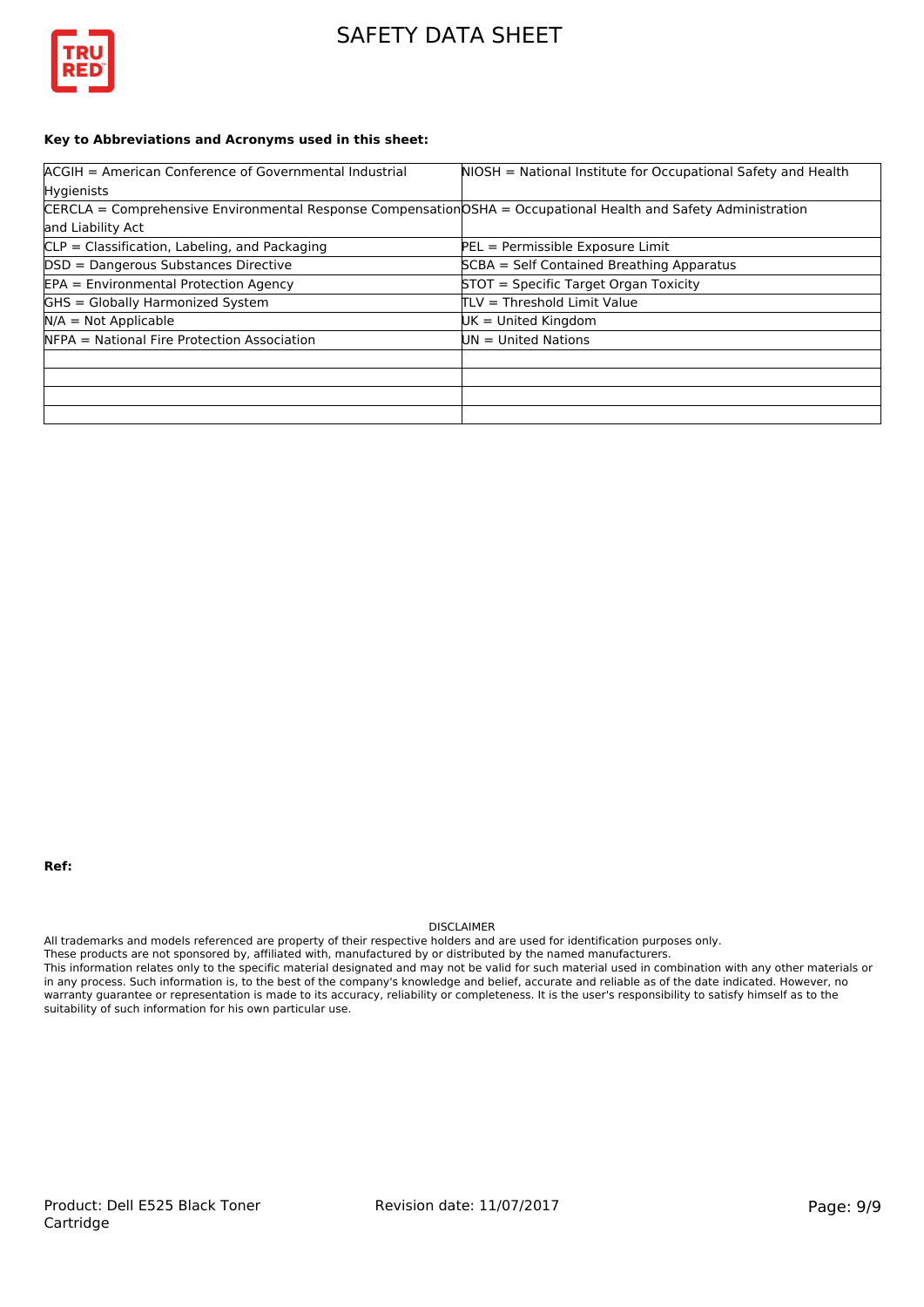**Key to Abbreviations and Acronyms used in this sheet:**

| | |
|---|---|
| ACGIH = American Conference of Governmental Industrial Hygienists | NIOSH = National Institute for Occupational Safety and Health |
| CERCLA = Comprehensive Environmental Response Compensation and Liability Act | OSHA = Occupational Health and Safety Administration |
| CLP = Classification, Labeling, and Packaging | PEL = Permissible Exposure Limit |
| DSD = Dangerous Substances Directive | SCBA = Self Contained Breathing Apparatus |
| EPA = Environmental Protection Agency | STOT = Specific Target Organ Toxicity |
| GHS = Globally Harmonized System | TLV = Threshold Limit Value |
| N/A = Not Applicable | UK = United Kingdom |
| NFPA = National Fire Protection Association | UN = United Nations |
| | |
| | |
| | |
| | |

**Ref:**

DISCLAIMER

All trademarks and models referenced are property of their respective holders and are used for identification purposes only.
These products are not sponsored by, affiliated with, manufactured by or distributed by the named manufacturers.
This information relates only to the specific material designated and may not be valid for such material used in combination with any other materials or in any process. Such information is, to the best of the company's knowledge and belief, accurate and reliable as of the date indicated. However, no warranty guarantee or representation is made to its accuracy, reliability or completeness. It is the user's responsibility to satisfy himself as to the suitability of such information for his own particular use.